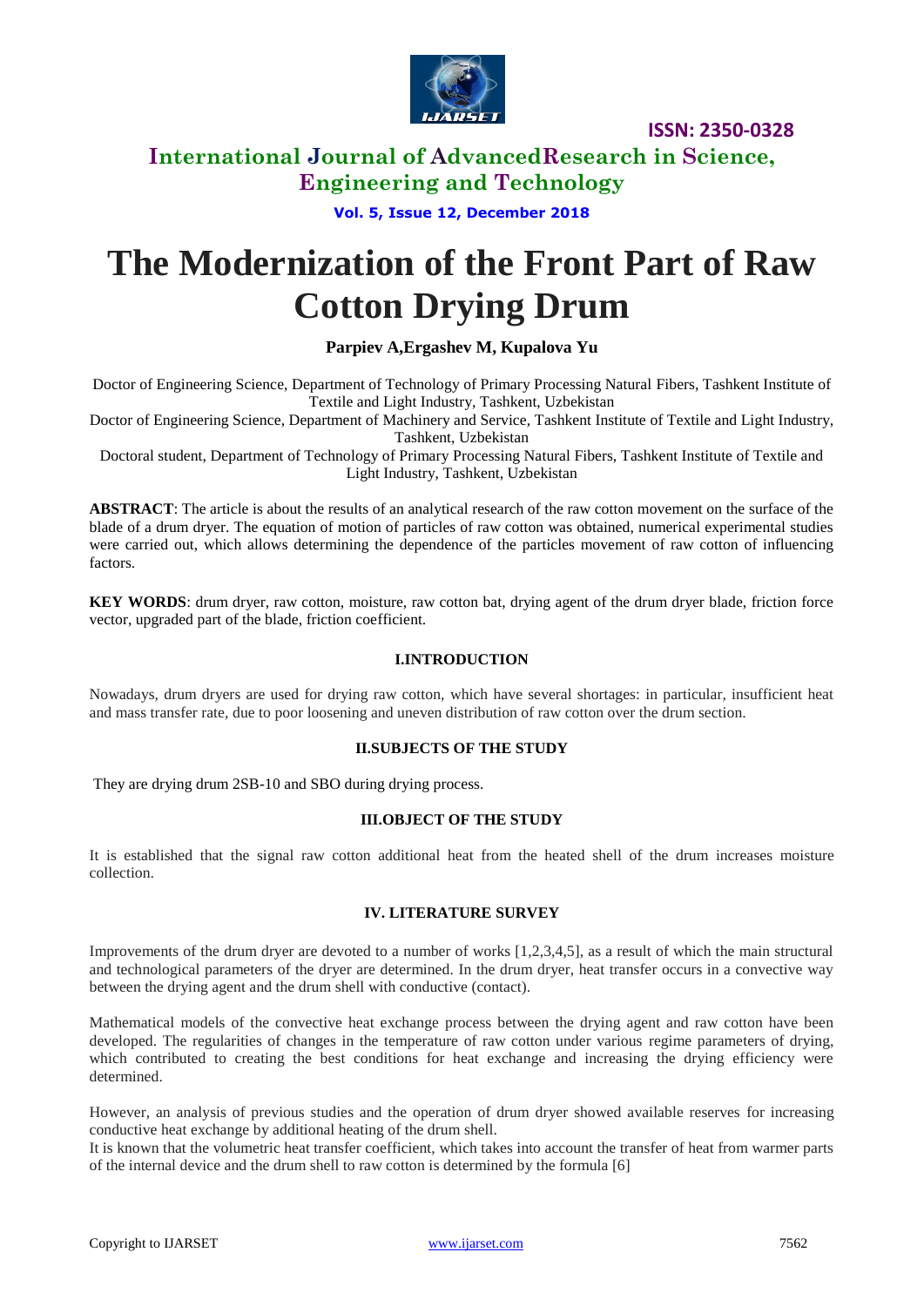# The Modernization of the Front Part of Raw Cotton Drying Drum

**Parpiev A,Ergashev M, Kupalova Yu**

Doctor of Engineering Science, Department of Technology of Primary Processing Natural Fibers, Tashkent Institute of Textile and Light Industry, Tashkent, Uzbekistan

Doctor of Engineering Science, Department of Machinery and Service, Tashkent Institute of Textile and Light Industry, Tashkent, Uzbekistan

Doctoral student, Department of Technology of Primary Processing Natural Fibers, Tashkent Institute of Textile and Light Industry, Tashkent, Uzbekistan

**ABSTRACT**: The article is about the results of an analytical research of the raw cotton movement on the surface of the blade of a drum dryer. The equation of motion of particles of raw cotton was obtained, numerical experimental studies were carried out, which allows determining the dependence of the particles movement of raw cotton of influencing factors.

**KEY WORDS**: drum dryer, raw cotton, moisture, raw cotton bat, drying agent of the drum dryer blade, friction force vector, upgraded part of the blade, friction coefficient.

## I.INTRODUCTION

Nowadays, drum dryers are used for drying raw cotton, which have several shortages: in particular, insufficient heat and mass transfer rate, due to poor loosening and uneven distribution of raw cotton over the drum section.

## II.SUBJECTS OF THE STUDY

They are drying drum 2SB-10 and SBO during drying process.

## III.OBJECT OF THE STUDY

It is established that the signal raw cotton additional heat from the heated shell of the drum increases moisture collection.

## IV. LITERATURE SURVEY

Improvements of the drum dryer are devoted to a number of works [1,2,3,4,5], as a result of which the main structural and technological parameters of the dryer are determined. In the drum dryer, heat transfer occurs in a convective way between the drying agent and the drum shell with conductive (contact).

Mathematical models of the convective heat exchange process between the drying agent and raw cotton have been developed. The regularities of changes in the temperature of raw cotton under various regime parameters of drying, which contributed to creating the best conditions for heat exchange and increasing the drying efficiency were determined.

However, an analysis of previous studies and the operation of drum dryer showed available reserves for increasing conductive heat exchange by additional heating of the drum shell.

It is known that the volumetric heat transfer coefficient, which takes into account the transfer of heat from warmer parts of the internal device and the drum shell to raw cotton is determined by the formula [6]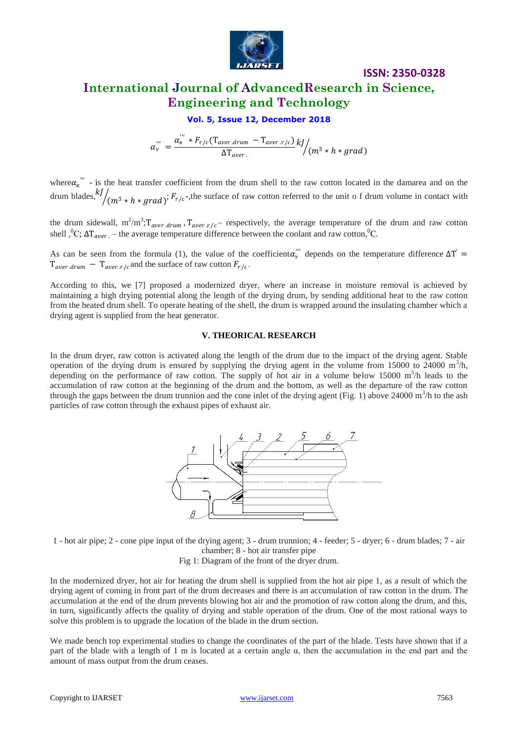$$\alpha_v''' = \frac{\alpha_к''' * F_{r/c}(T_{aver.drum} - T_{aver.r/c})}{\Delta T_{aver.}} kJ/(m^3 * h * grad)$$

where$\alpha_к'''$ - is the heat transfer coefficient from the drum shell to the raw cotton located in the damarea and on the drum blades, $kJ/(m^3 * h * grad)$; $F_{r/c}$-,the surface of raw cotton referred to the unit o f drum volume in contact with the drum sidewall, m$^2$/m$^3$;$T_{aver.drum}$, $T_{aver.r/c}$– respectively, the average temperature of the drum and raw cotton shell ,$^0$C; $\Delta T_{aver.}$ – the average temperature difference between the coolant and raw cotton,$^0$C.

As can be seen from the formula (1), the value of the coefficient$\alpha_v'''$ depends on the temperature difference $\Delta T' = T_{aver.drum} - T_{aver.r/c}$ and the surface of raw cotton $F_{r/c}$.

According to this, we [7] proposed a modernized dryer, where an increase in moisture removal is achieved by maintaining a high drying potential along the length of the drying drum, by sending additional heat to the raw cotton from the heated drum shell. To operate heating of the shell, the drum is wrapped around the insulating chamber which a drying agent is supplied from the heat generator.

## V. THEORICAL RESEARCH

In the drum dryer, raw cotton is activated along the length of the drum due to the impact of the drying agent. Stable operation of the drying drum is ensured by supplying the drying agent in the volume from 15000 to 24000 m$^3$/h, depending on the performance of raw cotton. The supply of hot air in a volume below 15000 m$^3$/h leads to the accumulation of raw cotton at the beginning of the drum and the bottom, as well as the departure of the raw cotton through the gaps between the drum trunnion and the cone inlet of the drying agent (Fig. 1) above 24000 m$^3$/h to the ash particles of raw cotton through the exhaust pipes of exhaust air.

1 - hot air pipe; 2 - cone pipe input of the drying agent; 3 - drum trunnion; 4 - feeder; 5 - dryer; 6 - drum blades; 7 - air chamber; 8 - hot air transfer pipe

Fig 1: Diagram of the front of the dryer drum.

In the modernized dryer, hot air for heating the drum shell is supplied from the hot air pipe 1, as a result of which the drying agent of coming in front part of the drum decreases and there is an accumulation of raw cotton in the drum. The accumulation at the end of the drum prevents blowing hot air and the promotion of raw cotton along the drum, and this, in turn, significantly affects the quality of drying and stable operation of the drum. One of the most rational ways to solve this problem is to upgrade the location of the blade in the drum section.

We made bench top experimental studies to change the coordinates of the part of the blade. Tests have shown that if a part of the blade with a length of 1 m is located at a certain angle α, then the accumulation in the end part and the amount of mass output from the drum ceases.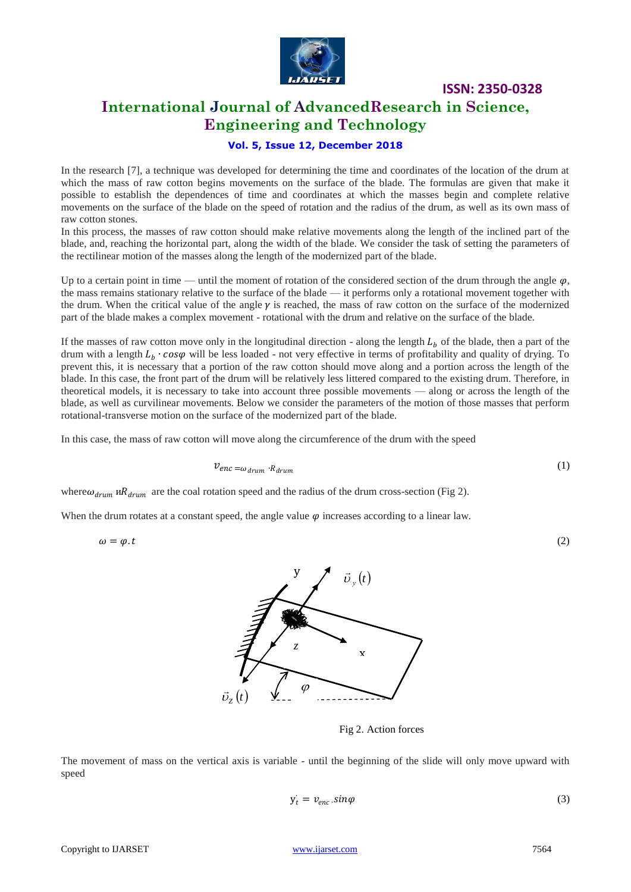In the research [7], a technique was developed for determining the time and coordinates of the location of the drum at which the mass of raw cotton begins movements on the surface of the blade. The formulas are given that make it possible to establish the dependences of time and coordinates at which the masses begin and complete relative movements on the surface of the blade on the speed of rotation and the radius of the drum, as well as its own mass of raw cotton stones.

In this process, the masses of raw cotton should make relative movements along the length of the inclined part of the blade, and, reaching the horizontal part, along the width of the blade. We consider the task of setting the parameters of the rectilinear motion of the masses along the length of the modernized part of the blade.

Up to a certain point in time — until the moment of rotation of the considered section of the drum through the angle $\varphi$, the mass remains stationary relative to the surface of the blade — it performs only a rotational movement together with the drum. When the critical value of the angle $\gamma$ is reached, the mass of raw cotton on the surface of the modernized part of the blade makes a complex movement - rotational with the drum and relative on the surface of the blade.

If the masses of raw cotton move only in the longitudinal direction - along the length $L_b$ of the blade, then a part of the drum with a length $L_b \cdot cos\varphi$ will be less loaded - not very effective in terms of profitability and quality of drying. To prevent this, it is necessary that a portion of the raw cotton should move along and a portion across the length of the blade. In this case, the front part of the drum will be relatively less littered compared to the existing drum. Therefore, in theoretical models, it is necessary to take into account three possible movements — along or across the length of the blade, as well as curvilinear movements. Below we consider the parameters of the motion of those masses that perform rotational-transverse motion on the surface of the modernized part of the blade.

In this case, the mass of raw cotton will move along the circumference of the drum with the speed

$$v_{enc} = \omega_{drum} \cdot R_{drum} \tag{1}$$

where $\omega_{drum}$ и $R_{drum}$ are the coal rotation speed and the radius of the drum cross-section (Fig 2).

When the drum rotates at a constant speed, the angle value $\varphi$ increases according to a linear law.

$$\omega = \varphi . t \tag{2}$$

y

$\vec{\upsilon}_y(t)$

z

x

$\vec{\upsilon}_z(t)$

$\varphi$

Fig 2. Action forces

The movement of mass on the vertical axis is variable - until the beginning of the slide will only move upward with speed

$$\dot{y_t} = v_{enc} . sin\varphi \tag{3}$$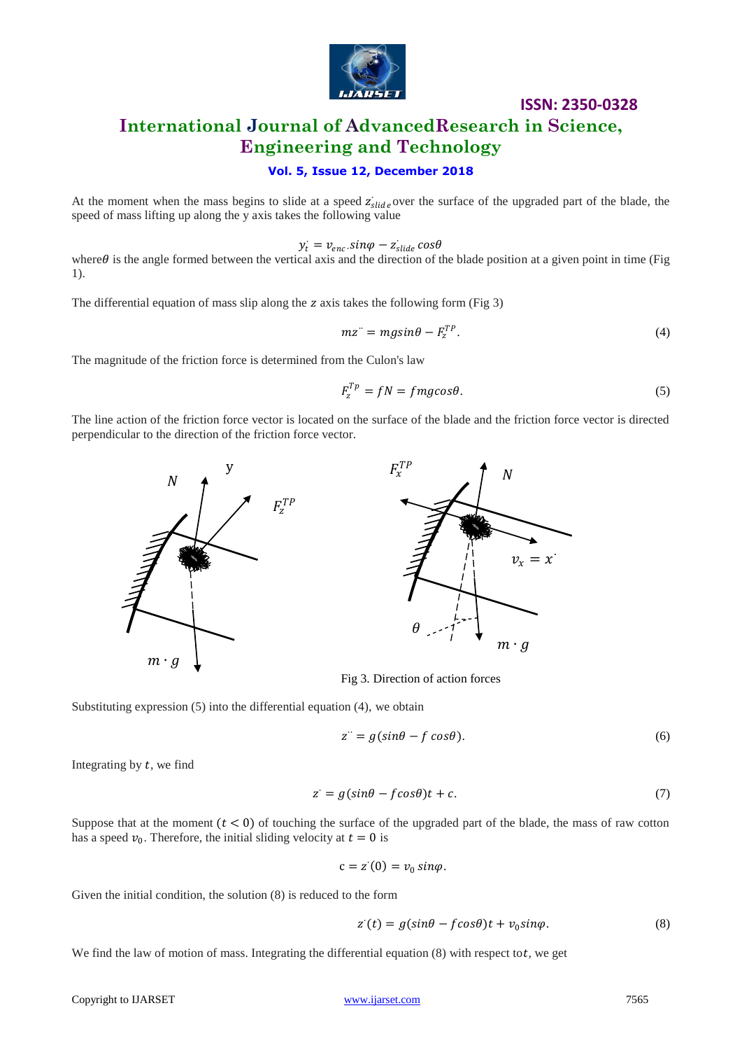At the moment when the mass begins to slide at a speed $\dot{z}_{slide}$ over the surface of the upgraded part of the blade, the speed of mass lifting up along the y axis takes the following value

$$\dot{y}_t = v_{enc}.sin\varphi - \dot{z}_{slide}\, cos\theta$$

where $\theta$ is the angle formed between the vertical axis and the direction of the blade position at a given point in time (Fig 1).

The differential equation of mass slip along the $z$ axis takes the following form (Fig 3)

$$m\ddot{z} = mgsin\theta - F_z^{TP}. \tag{4}$$

The magnitude of the friction force is determined from the Culon's law

$$F_z^{Tp} = fN = fmgcos\theta. \tag{5}$$

The line action of the friction force vector is located on the surface of the blade and the friction force vector is directed perpendicular to the direction of the friction force vector.

N

y

$F_z^{TP}$

$m \cdot g$

$F_x^{TP}$

N

$v_x = \dot{x}$

$\theta$

$m \cdot g$

Fig 3. Direction of action forces

Substituting expression (5) into the differential equation (4), we obtain

$$\ddot{z} = g(sin\theta - f\, cos\theta). \tag{6}$$

Integrating by $t$, we find

$$\dot{z} = g(sin\theta - fcos\theta)t + c. \tag{7}$$

Suppose that at the moment $(t < 0)$ of touching the surface of the upgraded part of the blade, the mass of raw cotton has a speed $v_0$. Therefore, the initial sliding velocity at $t = 0$ is

$$c = \dot{z}(0) = v_0\, sin\varphi.$$

Given the initial condition, the solution (8) is reduced to the form

$$\dot{z}(t) = g(sin\theta - fcos\theta)t + v_0 sin\varphi. \tag{8}$$

We find the law of motion of mass. Integrating the differential equation (8) with respect to $t$, we get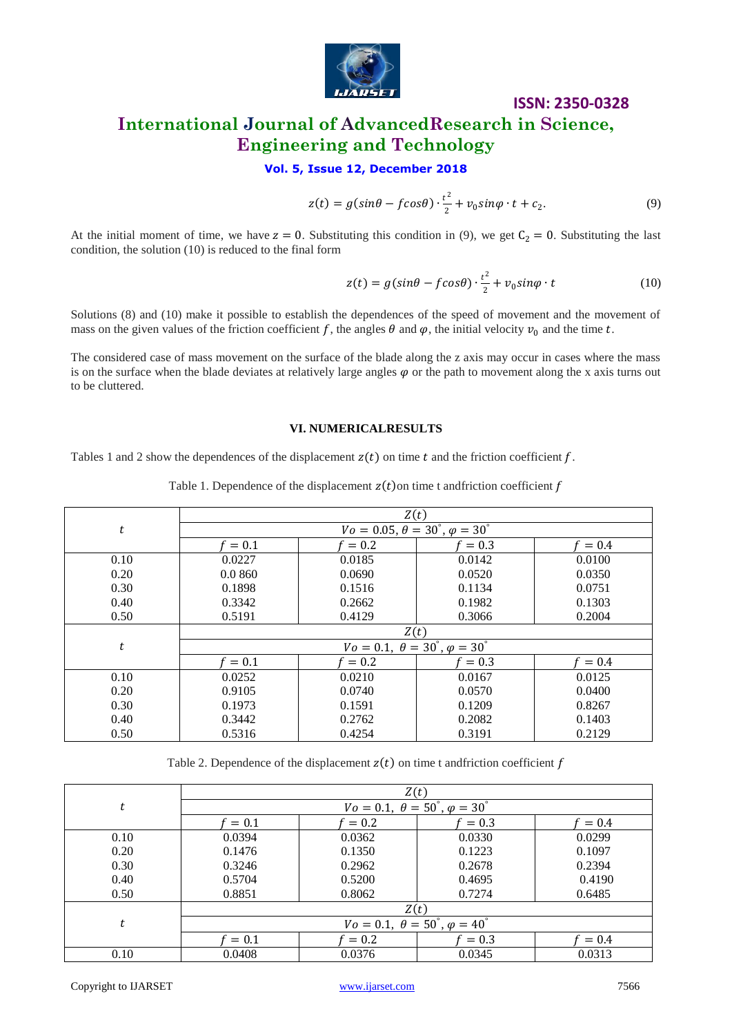$$z(t) = g(sin\theta - fcos\theta) \cdot \frac{t^2}{2} + v_0 sin\varphi \cdot t + c_2. \quad (9)$$

At the initial moment of time, we have $z = 0$. Substituting this condition in (9), we get $C_2 = 0$. Substituting the last condition, the solution (10) is reduced to the final form

$$z(t) = g(sin\theta - fcos\theta) \cdot \frac{t^2}{2} + v_0 sin\varphi \cdot t \quad (10)$$

Solutions (8) and (10) make it possible to establish the dependences of the speed of movement and the movement of mass on the given values of the friction coefficient $f$, the angles $\theta$ and $\varphi$, the initial velocity $v_0$ and the time $t$.

The considered case of mass movement on the surface of the blade along the z axis may occur in cases where the mass is on the surface when the blade deviates at relatively large angles $\varphi$ or the path to movement along the x axis turns out to be cluttered.

## VI. NUMERICALRESULTS

Tables 1 and 2 show the dependences of the displacement $z(t)$ on time $t$ and the friction coefficient $f$.

Table 1. Dependence of the displacement $z(t)$on time t andfriction coefficient $f$

| $t$ | $Z(t)$ | | | |
|---|---|---|---|---|
| | $Vo = 0.05,\ \theta = 30^\circ,\ \varphi = 30^\circ$ | | | |
| | $f = 0.1$ | $f = 0.2$ | $f = 0.3$ | $f = 0.4$ |
| 0.10 | 0.0227 | 0.0185 | 0.0142 | 0.0100 |
| 0.20 | 0.0 860 | 0.0690 | 0.0520 | 0.0350 |
| 0.30 | 0.1898 | 0.1516 | 0.1134 | 0.0751 |
| 0.40 | 0.3342 | 0.2662 | 0.1982 | 0.1303 |
| 0.50 | 0.5191 | 0.4129 | 0.3066 | 0.2004 |
| $t$ | $Z(t)$ | | | |
| | $Vo = 0.1,\ \theta = 30^\circ,\ \varphi = 30^\circ$ | | | |
| | $f = 0.1$ | $f = 0.2$ | $f = 0.3$ | $f = 0.4$ |
| 0.10 | 0.0252 | 0.0210 | 0.0167 | 0.0125 |
| 0.20 | 0.9105 | 0.0740 | 0.0570 | 0.0400 |
| 0.30 | 0.1973 | 0.1591 | 0.1209 | 0.8267 |
| 0.40 | 0.3442 | 0.2762 | 0.2082 | 0.1403 |
| 0.50 | 0.5316 | 0.4254 | 0.3191 | 0.2129 |

Table 2. Dependence of the displacement $z(t)$ on time t andfriction coefficient $f$

| $t$ | $Z(t)$ | | | |
|---|---|---|---|---|
| | $Vo = 0.1,\ \theta = 50^\circ,\ \varphi = 30^\circ$ | | | |
| | $f = 0.1$ | $f = 0.2$ | $f = 0.3$ | $f = 0.4$ |
| 0.10 | 0.0394 | 0.0362 | 0.0330 | 0.0299 |
| 0.20 | 0.1476 | 0.1350 | 0.1223 | 0.1097 |
| 0.30 | 0.3246 | 0.2962 | 0.2678 | 0.2394 |
| 0.40 | 0.5704 | 0.5200 | 0.4695 | 0.4190 |
| 0.50 | 0.8851 | 0.8062 | 0.7274 | 0.6485 |
| $t$ | $Z(t)$ | | | |
| | $Vo = 0.1,\ \theta = 50^\circ,\ \varphi = 40^\circ$ | | | |
| | $f = 0.1$ | $f = 0.2$ | $f = 0.3$ | $f = 0.4$ |
| 0.10 | 0.0408 | 0.0376 | 0.0345 | 0.0313 |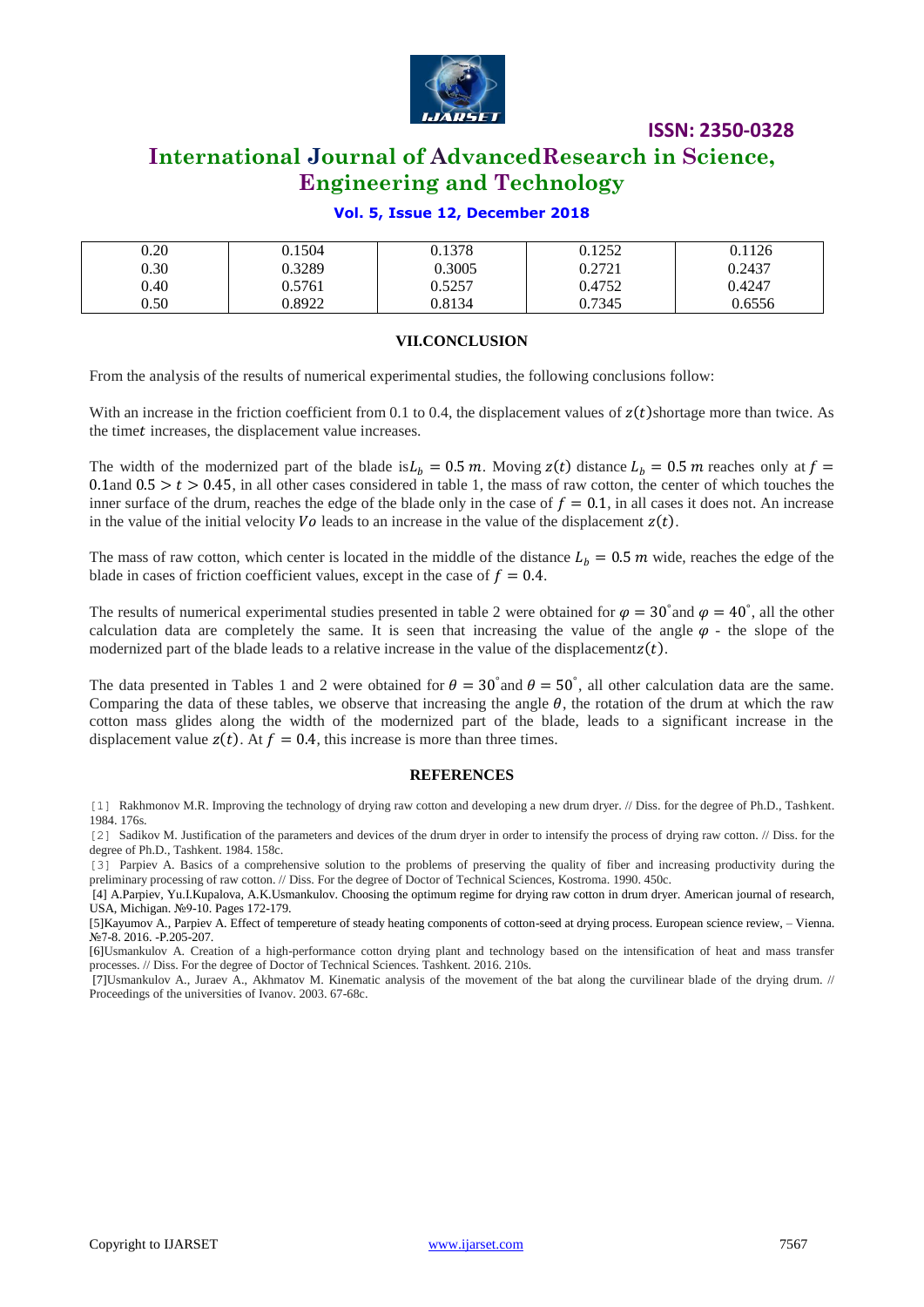| | | | | |
|---|---|---|---|---|
| 0.20 | 0.1504 | 0.1378 | 0.1252 | 0.1126 |
| 0.30 | 0.3289 | 0.3005 | 0.2721 | 0.2437 |
| 0.40 | 0.5761 | 0.5257 | 0.4752 | 0.4247 |
| 0.50 | 0.8922 | 0.8134 | 0.7345 | 0.6556 |

## VII.CONCLUSION

From the analysis of the results of numerical experimental studies, the following conclusions follow:

With an increase in the friction coefficient from 0.1 to 0.4, the displacement values of $z(t)$shortage more than twice. As the time$t$ increases, the displacement value increases.

The width of the modernized part of the blade is$L_b = 0.5\ m$. Moving $z(t)$ distance $L_b = 0.5\ m$ reaches only at $f = 0.1$and $0.5 > t > 0.45$, in all other cases considered in table 1, the mass of raw cotton, the center of which touches the inner surface of the drum, reaches the edge of the blade only in the case of $f = 0.1$, in all cases it does not. An increase in the value of the initial velocity $Vo$ leads to an increase in the value of the displacement $z(t)$.

The mass of raw cotton, which center is located in the middle of the distance $L_b = 0.5\ m$ wide, reaches the edge of the blade in cases of friction coefficient values, except in the case of $f = 0.4$.

The results of numerical experimental studies presented in table 2 were obtained for $\varphi = 30^{\circ}$and $\varphi = 40^{\circ}$, all the other calculation data are completely the same. It is seen that increasing the value of the angle $\varphi$ - the slope of the modernized part of the blade leads to a relative increase in the value of the displacement$z(t)$.

The data presented in Tables 1 and 2 were obtained for $\theta = 30^{\circ}$and $\theta = 50^{\circ}$, all other calculation data are the same. Comparing the data of these tables, we observe that increasing the angle $\theta$, the rotation of the drum at which the raw cotton mass glides along the width of the modernized part of the blade, leads to a significant increase in the displacement value $z(t)$. At $f = 0.4$, this increase is more than three times.

## REFERENCES

[1] Rakhmonov M.R. Improving the technology of drying raw cotton and developing a new drum dryer. // Diss. for the degree of Ph.D., Tashkent. 1984. 176s.

[2] Sadikov M. Justification of the parameters and devices of the drum dryer in order to intensify the process of drying raw cotton. // Diss. for the degree of Ph.D., Tashkent. 1984. 158c.

[3] Parpiev A. Basics of a comprehensive solution to the problems of preserving the quality of fiber and increasing productivity during the preliminary processing of raw cotton. // Diss. For the degree of Doctor of Technical Sciences, Kostroma. 1990. 450c.

[4] A.Parpiev, Yu.I.Kupalova, A.K.Usmankulov. Choosing the optimum regime for drying raw cotton in drum dryer. American journal of research, USA, Michigan. №9-10. Pages 172-179.

[5]Kayumov A., Parpiev A. Effect of tempereture of steady heating components of cotton-seed at drying process. European science review, – Vienna. №7-8. 2016. -P.205-207.

[6]Usmankulov A. Creation of a high-performance cotton drying plant and technology based on the intensification of heat and mass transfer processes. // Diss. For the degree of Doctor of Technical Sciences. Tashkent. 2016. 210s.

[7]Usmankulov A., Juraev A., Akhmatov M. Kinematic analysis of the movement of the bat along the curvilinear blade of the drying drum. // Proceedings of the universities of Ivanov. 2003. 67-68c.